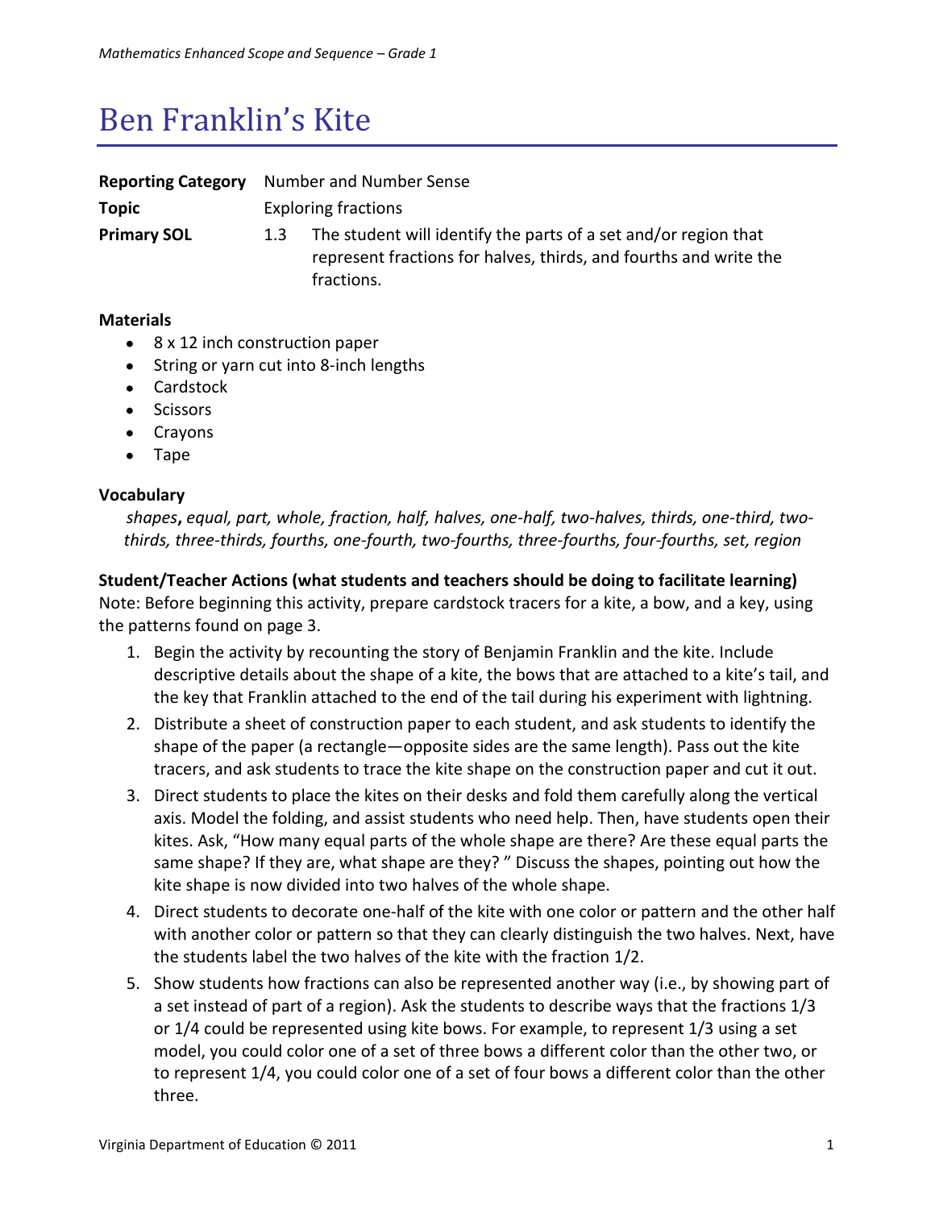# Ben Franklin's Kite

**Reporting Category** Number and Number Sense

**Topic** Exploring fractions

**Primary SOL** 1.3 The student will identify the parts of a set and/or region that represent fractions for halves, thirds, and fourths and write the fractions.

## Materials

- 8 x 12 inch construction paper
- String or yarn cut into 8-inch lengths
- Cardstock
- Scissors
- Crayons
- Tape

## Vocabulary

*shapes*, *equal, part, whole, fraction, half, halves, one-half, two-halves, thirds, one-third, two-thirds, three-thirds, fourths, one-fourth, two-fourths, three-fourths, four-fourths, set, region*

## Student/Teacher Actions (what students and teachers should be doing to facilitate learning)

Note: Before beginning this activity, prepare cardstock tracers for a kite, a bow, and a key, using the patterns found on page 3.

1. Begin the activity by recounting the story of Benjamin Franklin and the kite. Include descriptive details about the shape of a kite, the bows that are attached to a kite's tail, and the key that Franklin attached to the end of the tail during his experiment with lightning.
2. Distribute a sheet of construction paper to each student, and ask students to identify the shape of the paper (a rectangle—opposite sides are the same length). Pass out the kite tracers, and ask students to trace the kite shape on the construction paper and cut it out.
3. Direct students to place the kites on their desks and fold them carefully along the vertical axis. Model the folding, and assist students who need help. Then, have students open their kites. Ask, "How many equal parts of the whole shape are there? Are these equal parts the same shape? If they are, what shape are they? " Discuss the shapes, pointing out how the kite shape is now divided into two halves of the whole shape.
4. Direct students to decorate one-half of the kite with one color or pattern and the other half with another color or pattern so that they can clearly distinguish the two halves. Next, have the students label the two halves of the kite with the fraction 1/2.
5. Show students how fractions can also be represented another way (i.e., by showing part of a set instead of part of a region). Ask the students to describe ways that the fractions 1/3 or 1/4 could be represented using kite bows. For example, to represent 1/3 using a set model, you could color one of a set of three bows a different color than the other two, or to represent 1/4, you could color one of a set of four bows a different color than the other three.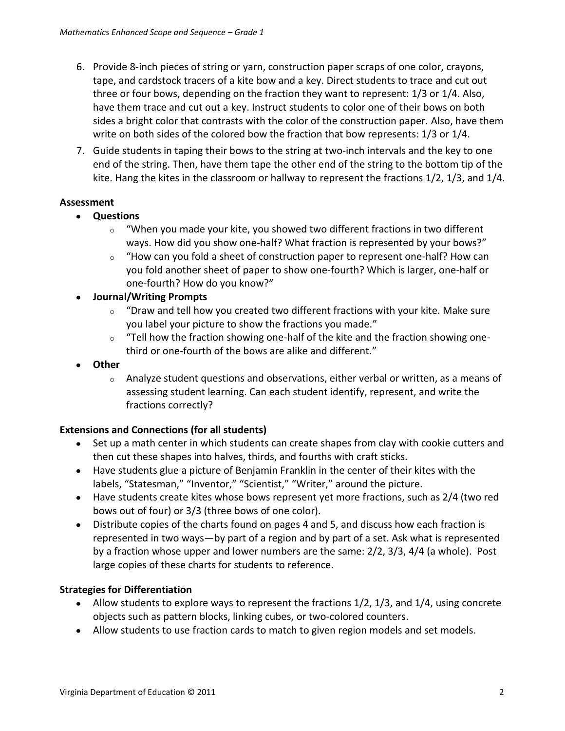6. Provide 8-inch pieces of string or yarn, construction paper scraps of one color, crayons, tape, and cardstock tracers of a kite bow and a key. Direct students to trace and cut out three or four bows, depending on the fraction they want to represent: 1/3 or 1/4. Also, have them trace and cut out a key. Instruct students to color one of their bows on both sides a bright color that contrasts with the color of the construction paper. Also, have them write on both sides of the colored bow the fraction that bow represents: 1/3 or 1/4.
7. Guide students in taping their bows to the string at two-inch intervals and the key to one end of the string. Then, have them tape the other end of the string to the bottom tip of the kite. Hang the kites in the classroom or hallway to represent the fractions 1/2, 1/3, and 1/4.

**Assessment**

- **Questions**
  - "When you made your kite, you showed two different fractions in two different ways. How did you show one-half? What fraction is represented by your bows?"
  - "How can you fold a sheet of construction paper to represent one-half? How can you fold another sheet of paper to show one-fourth? Which is larger, one-half or one-fourth? How do you know?"
- **Journal/Writing Prompts**
  - "Draw and tell how you created two different fractions with your kite. Make sure you label your picture to show the fractions you made."
  - "Tell how the fraction showing one-half of the kite and the fraction showing one-third or one-fourth of the bows are alike and different."
- **Other**
  - Analyze student questions and observations, either verbal or written, as a means of assessing student learning. Can each student identify, represent, and write the fractions correctly?

**Extensions and Connections (for all students)**

- Set up a math center in which students can create shapes from clay with cookie cutters and then cut these shapes into halves, thirds, and fourths with craft sticks.
- Have students glue a picture of Benjamin Franklin in the center of their kites with the labels, "Statesman," "Inventor," "Scientist," "Writer," around the picture.
- Have students create kites whose bows represent yet more fractions, such as 2/4 (two red bows out of four) or 3/3 (three bows of one color).
- Distribute copies of the charts found on pages 4 and 5, and discuss how each fraction is represented in two ways—by part of a region and by part of a set. Ask what is represented by a fraction whose upper and lower numbers are the same: 2/2, 3/3, 4/4 (a whole). Post large copies of these charts for students to reference.

**Strategies for Differentiation**

- Allow students to explore ways to represent the fractions 1/2, 1/3, and 1/4, using concrete objects such as pattern blocks, linking cubes, or two-colored counters.
- Allow students to use fraction cards to match to given region models and set models.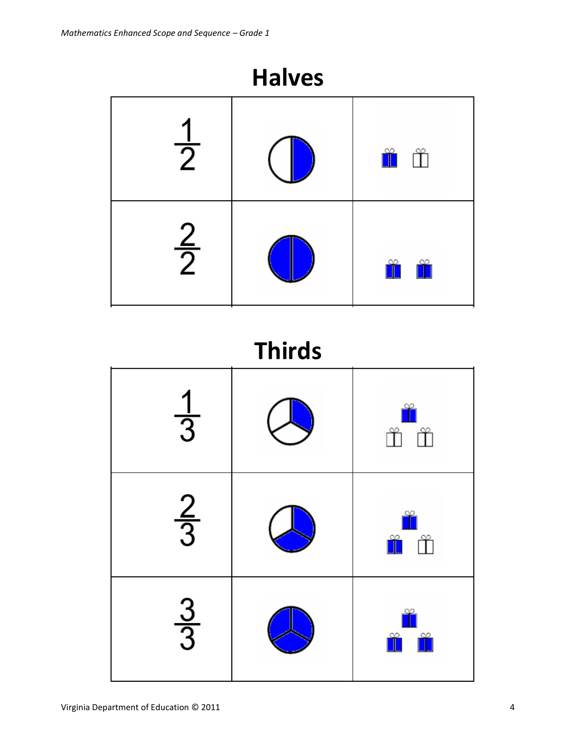# Halves

| | | |
|---|---|---|
| $\frac{1}{2}$ | | |
| $\frac{2}{2}$ | | |

# Thirds

| | | |
|---|---|---|
| $\frac{1}{3}$ | | |
| $\frac{2}{3}$ | | |
| $\frac{3}{3}$ | | |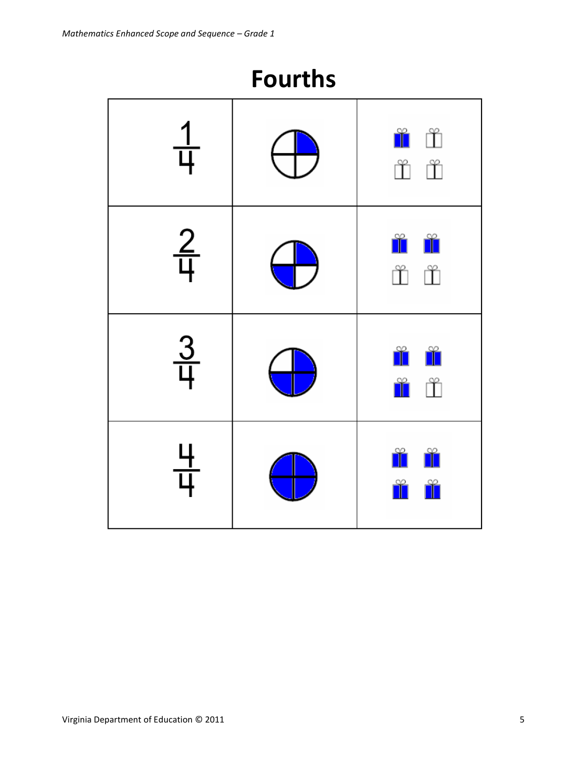# Fourths

| | | |
|---|---|---|
| $\frac{1}{4}$ | | |
| $\frac{2}{4}$ | | |
| $\frac{3}{4}$ | | |
| $\frac{4}{4}$ | | |